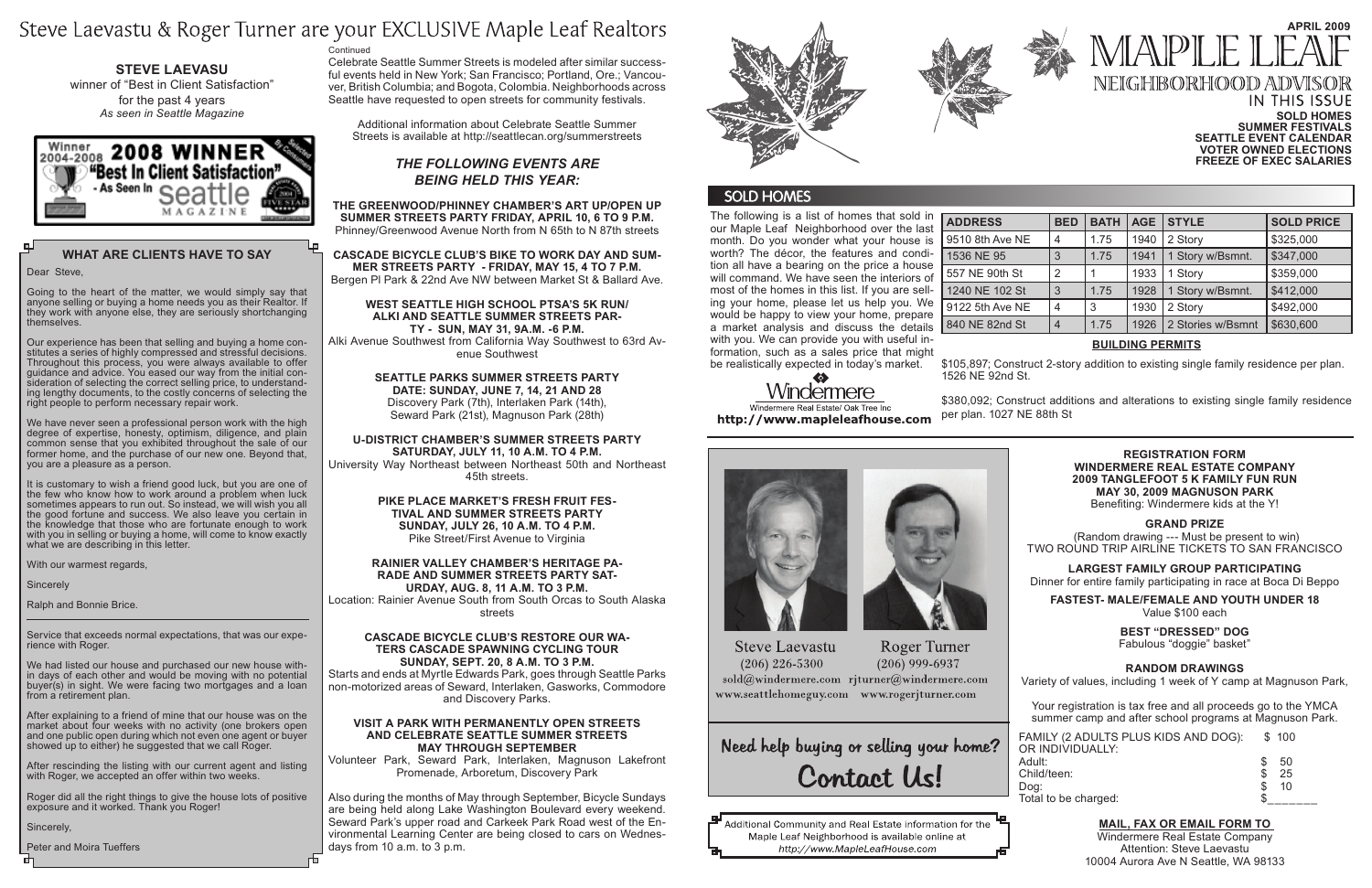# Steve Laevastu & Roger Turner are your EXCLUSIVE Maple Leaf Realtors

**STEVE LAEVASU**
winner of "Best in Client Satisfaction"
for the past 4 years
*As seen in Seattle Magazine*

Winner 2004-2008 **2008 WINNER** "Best In Client Satisfaction" - As Seen In seattle MAGAZINE

## WHAT ARE CLIENTS HAVE TO SAY

Dear Steve,

Going to the heart of the matter, we would simply say that anyone selling or buying a home needs you as their Realtor. If they work with anyone else, they are seriously shortchanging themselves.

Our experience has been that selling and buying a home constitutes a series of highly compressed and stressful decisions. Throughout this process, you were always available to offer guidance and advice. You eased our way from the initial consideration of selecting the correct selling price, to understanding lengthy documents, to the costly concerns of selecting the right people to perform necessary repair work.

We have never seen a professional person work with the high degree of expertise, honesty, optimism, diligence, and plain common sense that you exhibited throughout the sale of our former home, and the purchase of our new one. Beyond that, you are a pleasure as a person.

It is customary to wish a friend good luck, but you are one of the few who know how to work around a problem when luck sometimes appears to run out. So instead, we will wish you all the good fortune and success. We also leave you certain in the knowledge that those who are fortunate enough to work with you in selling or buying a home, will come to know exactly what we are describing in this letter.

With our warmest regards,

Sincerely

Ralph and Bonnie Brice.

---

Service that exceeds normal expectations, that was our experience with Roger.

We had listed our house and purchased our new house within days of each other and would be moving with no potential buyer(s) in sight. We were facing two mortgages and a loan from a retirement plan.

After explaining to a friend of mine that our house was on the market about four weeks with no activity (one brokers open and one public open during which not even one agent or buyer showed up to either) he suggested that we call Roger.

After rescinding the listing with our current agent and listing with Roger, we accepted an offer within two weeks.

Roger did all the right things to give the house lots of positive exposure and it worked. Thank you Roger!

Sincerely,

Peter and Moira Tueffers

Continued

Celebrate Seattle Summer Streets is modeled after similar successful events held in New York; San Francisco; Portland, Ore.; Vancouver, British Columbia; and Bogota, Colombia. Neighborhoods across Seattle have requested to open streets for community festivals.

Additional information about Celebrate Seattle Summer Streets is available at http://seattlecan.org/summerstreets

### *THE FOLLOWING EVENTS ARE BEING HELD THIS YEAR:*

**THE GREENWOOD/PHINNEY CHAMBER'S ART UP/OPEN UP SUMMER STREETS PARTY FRIDAY, APRIL 10, 6 TO 9 P.M.**
Phinney/Greenwood Avenue North from N 65th to N 87th streets

**CASCADE BICYCLE CLUB'S BIKE TO WORK DAY AND SUMMER STREETS PARTY - FRIDAY, MAY 15, 4 TO 7 P.M.**
Bergen Pl Park & 22nd Ave NW between Market St & Ballard Ave.

**WEST SEATTLE HIGH SCHOOL PTSA'S 5K RUN/ ALKI AND SEATTLE SUMMER STREETS PARTY - SUN, MAY 31, 9A.M. -6 P.M.**
Alki Avenue Southwest from California Way Southwest to 63rd Avenue Southwest

**SEATTLE PARKS SUMMER STREETS PARTY DATE: SUNDAY, JUNE 7, 14, 21 AND 28**
Discovery Park (7th), Interlaken Park (14th), Seward Park (21st), Magnuson Park (28th)

**U-DISTRICT CHAMBER'S SUMMER STREETS PARTY SATURDAY, JULY 11, 10 A.M. TO 4 P.M.**
University Way Northeast between Northeast 50th and Northeast 45th streets.

**PIKE PLACE MARKET'S FRESH FRUIT FESTIVAL AND SUMMER STREETS PARTY SUNDAY, JULY 26, 10 A.M. TO 4 P.M.**
Pike Street/First Avenue to Virginia

**RAINIER VALLEY CHAMBER'S HERITAGE PARADE AND SUMMER STREETS PARTY SATURDAY, AUG. 8, 11 A.M. TO 3 P.M.**
Location: Rainier Avenue South from South Orcas to South Alaska streets

**CASCADE BICYCLE CLUB'S RESTORE OUR WATERS CASCADE SPAWNING CYCLING TOUR SUNDAY, SEPT. 20, 8 A.M. TO 3 P.M.**
Starts and ends at Myrtle Edwards Park, goes through Seattle Parks non-motorized areas of Seward, Interlaken, Gasworks, Commodore and Discovery Parks.

**VISIT A PARK WITH PERMANENTLY OPEN STREETS AND CELEBRATE SEATTLE SUMMER STREETS MAY THROUGH SEPTEMBER**
Volunteer Park, Seward Park, Interlaken, Magnuson Lakefront Promenade, Arboretum, Discovery Park

Also during the months of May through September, Bicycle Sundays are being held along Lake Washington Boulevard every weekend. Seward Park's upper road and Carkeek Park Road west of the Environmental Learning Center are being closed to cars on Wednesdays from 10 a.m. to 3 p.m.

# MAPLE LEAF NEIGHBORHOOD ADVISOR

**APRIL 2009**

IN THIS ISSUE
**SOLD HOMES**
**SUMMER FESTIVALS**
**SEATTLE EVENT CALENDAR**
**VOTER OWNED ELECTIONS**
**FREEZE OF EXEC SALARIES**

## SOLD HOMES

The following is a list of homes that sold in our Maple Leaf Neighborhood over the last month. Do you wonder what your house is worth? The décor, the features and condition all have a bearing on the price a house will command. We have seen the interiors of most of the homes in this list. If you are selling your home, please let us help you. We would be happy to view your home, prepare a market analysis and discuss the details with you. We can provide you with useful information, such as a sales price that might be realistically expected in today's market.

Windermere
Windermere Real Estate/ Oak Tree Inc
**http://www.mapleleafhouse.com**

| ADDRESS | BED | BATH | AGE | STYLE | SOLD PRICE |
|---|---|---|---|---|---|
| 9510 8th Ave NE | 4 | 1.75 | 1940 | 2 Story | $325,000 |
| 1536 NE 95 | 3 | 1.75 | 1941 | 1 Story w/Bsmnt. | $347,000 |
| 557 NE 90th St | 2 | 1 | 1933 | 1 Story | $359,000 |
| 1240 NE 102 St | 3 | 1.75 | 1928 | 1 Story w/Bsmnt. | $412,000 |
| 9122 5th Ave NE | 4 | 3 | 1930 | 2 Story | $492,000 |
| 840 NE 82nd St | 4 | 1.75 | 1926 | 2 Stories w/Bsmnt | $630,600 |

### BUILDING PERMITS

$105,897; Construct 2-story addition to existing single family residence per plan. 1526 NE 92nd St.

$380,092; Construct additions and alterations to existing single family residence per plan. 1027 NE 88th St

Steve Laevastu
(206) 226-5300
sold@windermere.com
www.seattlehomeguy.com

Roger Turner
(206) 999-6937
rjturner@windermere.com
www.rogerjturner.com

**Need help buying or selling your home? Contact Us!**

Additional Community and Real Estate information for the Maple Leaf Neighborhood is available online at *http://www.MapleLeafHouse.com*

**REGISTRATION FORM**
**WINDERMERE REAL ESTATE COMPANY**
**2009 TANGLEFOOT 5 K FAMILY FUN RUN**
**MAY 30, 2009 MAGNUSON PARK**
Benefiting: Windermere kids at the Y!

**GRAND PRIZE**
(Random drawing --- Must be present to win)
TWO ROUND TRIP AIRLINE TICKETS TO SAN FRANCISCO

**LARGEST FAMILY GROUP PARTICIPATING**
Dinner for entire family participating in race at Boca Di Beppo

**FASTEST- MALE/FEMALE AND YOUTH UNDER 18**
Value $100 each

**BEST "DRESSED" DOG**
Fabulous "doggie" basket"

**RANDOM DRAWINGS**
Variety of values, including 1 week of Y camp at Magnuson Park,

Your registration is tax free and all proceeds go to the YMCA summer camp and after school programs at Magnuson Park.

FAMILY (2 ADULTS PLUS KIDS AND DOG): $ 100
OR INDIVIDUALLY:
Adult: $ 50
Child/teen: $ 25
Dog: $ 10
Total to be charged: $_______

**MAIL, FAX OR EMAIL FORM TO**
Windermere Real Estate Company
Attention: Steve Laevastu
10004 Aurora Ave N Seattle, WA 98133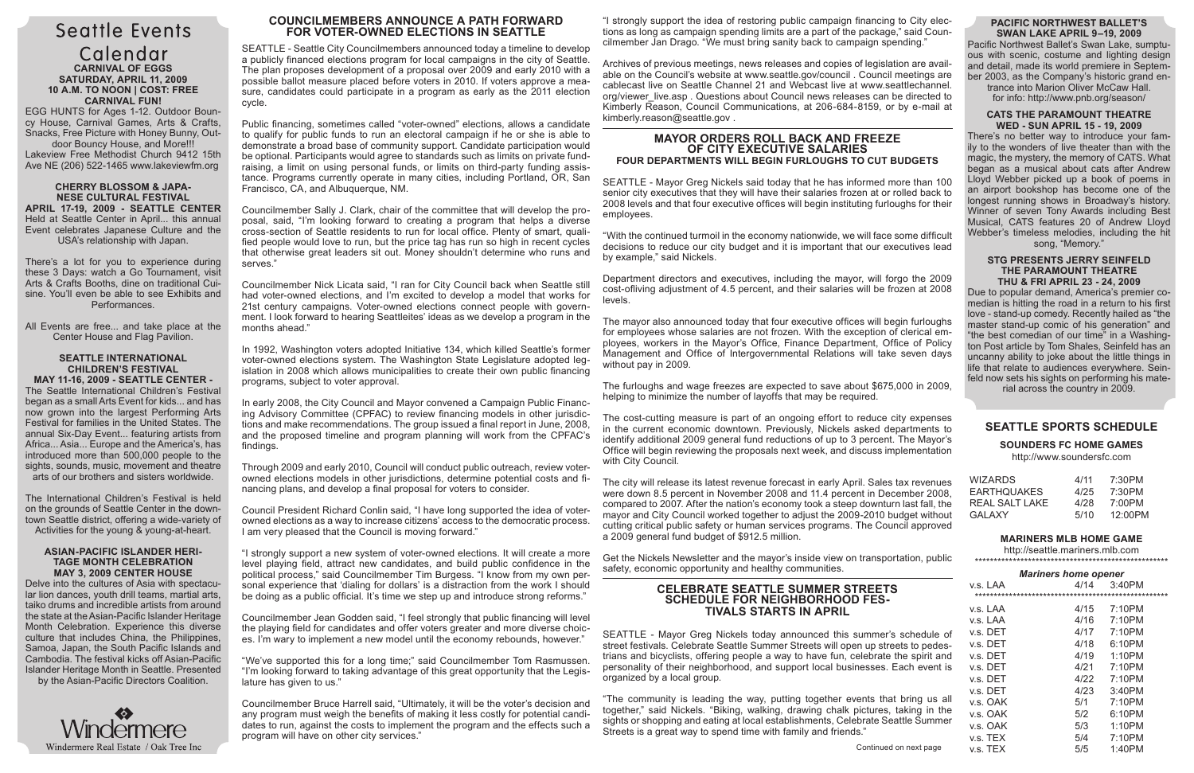# Seattle Events Calendar

### CARNIVAL OF EGGS
### SATURDAY, APRIL 11, 2009
### 10 A.M. TO NOON | COST: FREE
### CARNIVAL FUN!

EGG HUNTS for Ages 1-12. Outdoor Bouncy House, Carnival Games, Arts & Crafts, Snacks, Free Picture with Honey Bunny, Outdoor Bouncy House, and More!!! Lakeview Free Methodist Church 9412 15th Ave NE (206) 522-1465 www.lakeviewfm.org

### CHERRY BLOSSOM & JAPANESE CULTURAL FESTIVAL
### APRIL 17-19, 2009 - SEATTLE CENTER

Held at Seattle Center in April... this annual Event celebrates Japanese Culture and the USA's relationship with Japan.

There's a lot for you to experience during these 3 Days: watch a Go Tournament, visit Arts & Crafts Booths, dine on traditional Cuisine. You'll even be able to see Exhibits and Performances.

All Events are free... and take place at the Center House and Flag Pavilion.

### SEATTLE INTERNATIONAL CHILDREN'S FESTIVAL
### MAY 11-16, 2009 - SEATTLE CENTER -

The Seattle International Children's Festival began as a small Arts Event for kids... and has now grown into the largest Performing Arts Festival for families in the United States. The annual Six-Day Event... featuring artists from Africa... Asia... Europe and the America's, has introduced more than 500,000 people to the sights, sounds, music, movement and theatre arts of our brothers and sisters worldwide.

The International Children's Festival is held on the grounds of Seattle Center in the downtown Seattle district, offering a wide-variety of Activities for the young & young-at-heart.

### ASIAN-PACIFIC ISLANDER HERITAGE MONTH CELEBRATION
### MAY 3, 2009 CENTER HOUSE

Delve into the cultures of Asia with spectacular lion dances, youth drill teams, martial arts, taiko drums and incredible artists from around the state at the Asian-Pacific Islander Heritage Month Celebration. Experience this diverse culture that includes China, the Philippines, Samoa, Japan, the South Pacific Islands and Cambodia. The festival kicks off Asian-Pacific Islander Heritage Month in Seattle. Presented by the Asian-Pacific Directors Coalition.

Windermere

Windermere Real Estate / Oak Tree Inc

## COUNCILMEMBERS ANNOUNCE A PATH FORWARD FOR VOTER-OWNED ELECTIONS IN SEATTLE

SEATTLE - Seattle City Councilmembers announced today a timeline to develop a publicly financed elections program for local campaigns in the city of Seattle. The plan proposes development of a proposal over 2009 and early 2010 with a possible ballot measure placed before voters in 2010. If voters approve a measure, candidates could participate in a program as early as the 2011 election cycle.

Public financing, sometimes called "voter-owned" elections, allows a candidate to qualify for public funds to run an electoral campaign if he or she is able to demonstrate a broad base of community support. Candidate participation would be optional. Participants would agree to standards such as limits on private fundraising, a limit on using personal funds, or limits on third-party funding assistance. Programs currently operate in many cities, including Portland, OR, San Francisco, CA, and Albuquerque, NM.

Councilmember Sally J. Clark, chair of the committee that will develop the proposal, said, "I'm looking forward to creating a program that helps a diverse cross-section of Seattle residents to run for local office. Plenty of smart, qualified people would love to run, but the price tag has run so high in recent cycles that otherwise great leaders sit out. Money shouldn't determine who runs and serves."

Councilmember Nick Licata said, "I ran for City Council back when Seattle still had voter-owned elections, and I'm excited to develop a model that works for 21st century campaigns. Voter-owned elections connect people with government. I look forward to hearing Seattleites' ideas as we develop a program in the months ahead."

In 1992, Washington voters adopted Initiative 134, which killed Seattle's former voter-owned elections system. The Washington State Legislature adopted legislation in 2008 which allows municipalities to create their own public financing programs, subject to voter approval.

In early 2008, the City Council and Mayor convened a Campaign Public Financing Advisory Committee (CPFAC) to review financing models in other jurisdictions and make recommendations. The group issued a final report in June, 2008, and the proposed timeline and program planning will work from the CPFAC's findings.

Through 2009 and early 2010, Council will conduct public outreach, review voter-owned elections models in other jurisdictions, determine potential costs and financing plans, and develop a final proposal for voters to consider.

Council President Richard Conlin said, "I have long supported the idea of voter-owned elections as a way to increase citizens' access to the democratic process. I am very pleased that the Council is moving forward."

"I strongly support a new system of voter-owned elections. It will create a more level playing field, attract new candidates, and build public confidence in the political process," said Councilmember Tim Burgess. "I know from my own personal experience that 'dialing for dollars' is a distraction from the work I should be doing as a public official. It's time we step up and introduce strong reforms."

Councilmember Jean Godden said, "I feel strongly that public financing will level the playing field for candidates and offer voters greater and more diverse choices. I'm wary to implement a new model until the economy rebounds, however."

"We've supported this for a long time;" said Councilmember Tom Rasmussen. "I'm looking forward to taking advantage of this great opportunity that the Legislature has given to us."

Councilmember Bruce Harrell said, "Ultimately, it will be the voter's decision and any program must weigh the benefits of making it less costly for potential candidates to run, against the costs to implement the program and the effects such a program will have on other city services."

"I strongly support the idea of restoring public campaign financing to City elections as long as campaign spending limits are a part of the package," said Councilmember Jan Drago. "We must bring sanity back to campaign spending."

Archives of previous meetings, news releases and copies of legislation are available on the Council's website at www.seattle.gov/council . Council meetings are cablecast live on Seattle Channel 21 and Webcast live at www.seattlechannel.org/viewer_live.asp . Questions about Council news releases can be directed to Kimberly Reason, Council Communications, at 206-684-8159, or by e-mail at kimberly.reason@seattle.gov .

## MAYOR ORDERS ROLL BACK AND FREEZE OF CITY EXECUTIVE SALARIES
### FOUR DEPARTMENTS WILL BEGIN FURLOUGHS TO CUT BUDGETS

SEATTLE - Mayor Greg Nickels said today that he has informed more than 100 senior city executives that they will have their salaries frozen at or rolled back to 2008 levels and that four executive offices will begin instituting furloughs for their employees.

"With the continued turmoil in the economy nationwide, we will face some difficult decisions to reduce our city budget and it is important that our executives lead by example," said Nickels.

Department directors and executives, including the mayor, will forgo the 2009 cost-ofliving adjustment of 4.5 percent, and their salaries will be frozen at 2008 levels.

The mayor also announced today that four executive offices will begin furloughs for employees whose salaries are not frozen. With the exception of clerical employees, workers in the Mayor's Office, Finance Department, Office of Policy Management and Office of Intergovernmental Relations will take seven days without pay in 2009.

The furloughs and wage freezes are expected to save about $675,000 in 2009, helping to minimize the number of layoffs that may be required.

The cost-cutting measure is part of an ongoing effort to reduce city expenses in the current economic downtown. Previously, Nickels asked departments to identify additional 2009 general fund reductions of up to 3 percent. The Mayor's Office will begin reviewing the proposals next week, and discuss implementation with City Council.

The city will release its latest revenue forecast in early April. Sales tax revenues were down 8.5 percent in November 2008 and 11.4 percent in December 2008, compared to 2007. After the nation's economy took a steep downturn last fall, the mayor and City Council worked together to adjust the 2009-2010 budget without cutting critical public safety or human services programs. The Council approved a 2009 general fund budget of $912.5 million.

Get the Nickels Newsletter and the mayor's inside view on transportation, public safety, economic opportunity and healthy communities.

## CELEBRATE SEATTLE SUMMER STREETS SCHEDULE FOR NEIGHBORHOOD FESTIVALS STARTS IN APRIL

SEATTLE - Mayor Greg Nickels today announced this summer's schedule of street festivals. Celebrate Seattle Summer Streets will open up streets to pedestrians and bicyclists, offering people a way to have fun, celebrate the spirit and personality of their neighborhood, and support local businesses. Each event is organized by a local group.

"The community is leading the way, putting together events that bring us all together," said Nickels. "Biking, walking, drawing chalk pictures, taking in the sights or shopping and eating at local establishments, Celebrate Seattle Summer Streets is a great way to spend time with family and friends."

Continued on next page

### PACIFIC NORTHWEST BALLET'S SWAN LAKE APRIL 9–19, 2009

Pacific Northwest Ballet's Swan Lake, sumptuous with scenic, costume and lighting design and detail, made its world premiere in September 2003, as the Company's historic grand entrance into Marion Oliver McCaw Hall. for info: http://www.pnb.org/season/

### CATS THE PARAMOUNT THEATRE
### WED - SUN APRIL 15 - 19, 2009

There's no better way to introduce your family to the wonders of live theater than with the magic, the mystery, the memory of CATS. What began as a musical about cats after Andrew Lloyd Webber picked up a book of poems in an airport bookshop has become one of the longest running shows in Broadway's history. Winner of seven Tony Awards including Best Musical, CATS features 20 of Andrew Lloyd Webber's timeless melodies, including the hit song, "Memory."

### STG PRESENTS JERRY SEINFELD THE PARAMOUNT THEATRE
### THU & FRI APRIL 23 - 24, 2009

Due to popular demand, America's premier comedian is hitting the road in a return to his first love - stand-up comedy. Recently hailed as "the master stand-up comic of his generation" and "the best comedian of our time" in a Washington Post article by Tom Shales, Seinfeld has an uncanny ability to joke about the little things in life that relate to audiences everywhere. Seinfeld now sets his sights on performing his material across the country in 2009.

## SEATTLE SPORTS SCHEDULE

### SOUNDERS FC HOME GAMES

http://www.soundersfc.com

| | | |
|---|---|---|
| WIZARDS | 4/11 | 7:30PM |
| EARTHQUAKES | 4/25 | 7:30PM |
| REAL SALT LAKE | 4/28 | 7:00PM |
| GALAXY | 5/10 | 12:00PM |

### MARINERS MLB HOME GAME

http://seattle.mariners.mlb.com

*Mariners home opener*

| | | |
|---|---|---|
| v.s. LAA | 4/14 | 3:40PM |
| v.s. LAA | 4/15 | 7:10PM |
| v.s. LAA | 4/16 | 7:10PM |
| v.s. DET | 4/17 | 7:10PM |
| v.s. DET | 4/18 | 6:10PM |
| v.s. DET | 4/19 | 1:10PM |
| v.s. DET | 4/21 | 7:10PM |
| v.s. DET | 4/22 | 7:10PM |
| v.s. DET | 4/23 | 3:40PM |
| v.s. OAK | 5/1 | 7:10PM |
| v.s. OAK | 5/2 | 6:10PM |
| v.s. OAK | 5/3 | 1:10PM |
| v.s. TEX | 5/4 | 7:10PM |
| v.s. TEX | 5/5 | 1:40PM |